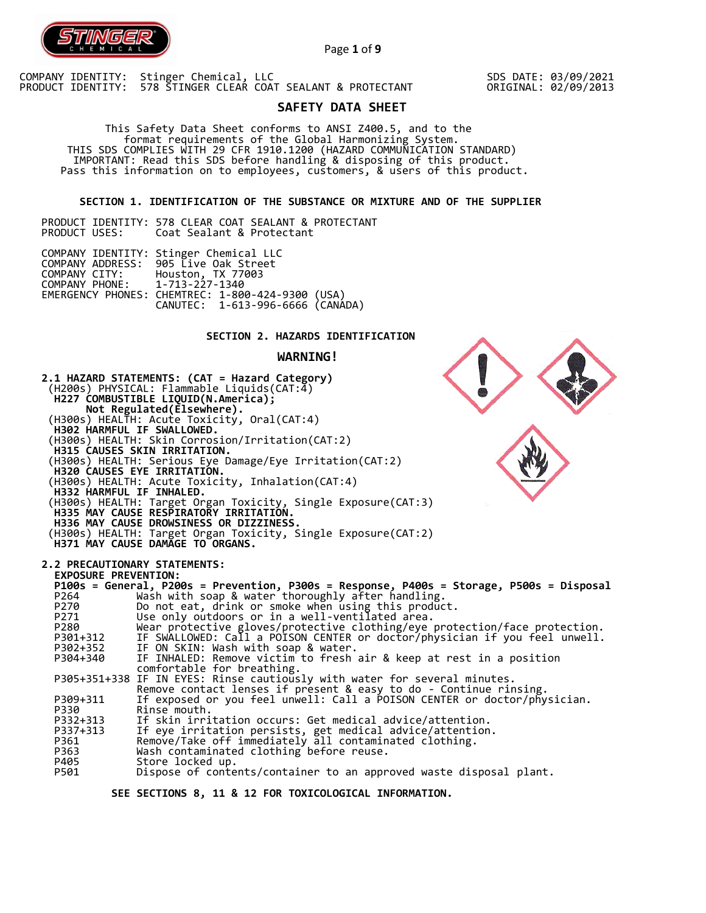COMPANY IDENTITY: Stinger Chemical, LLC
PRODUCT IDENTITY: 578 STINGER CLEAR COAT SEALANT & PROTECTANT

SDS DATE: 03/09/2021
ORIGINAL: 02/09/2013

# SAFETY DATA SHEET

This Safety Data Sheet conforms to ANSI Z400.5, and to the format requirements of the Global Harmonizing System.
THIS SDS COMPLIES WITH 29 CFR 1910.1200 (HAZARD COMMUNICATION STANDARD)
IMPORTANT: Read this SDS before handling & disposing of this product.
Pass this information on to employees, customers, & users of this product.

## SECTION 1. IDENTIFICATION OF THE SUBSTANCE OR MIXTURE AND OF THE SUPPLIER

PRODUCT IDENTITY: 578 CLEAR COAT SEALANT & PROTECTANT
PRODUCT USES: Coat Sealant & Protectant

COMPANY IDENTITY: Stinger Chemical LLC
COMPANY ADDRESS: 905 Live Oak Street
COMPANY CITY: Houston, TX 77003
COMPANY PHONE: 1-713-227-1340
EMERGENCY PHONES: CHEMTREC: 1-800-424-9300 (USA)
CANUTEC: 1-613-996-6666 (CANADA)

## SECTION 2. HAZARDS IDENTIFICATION

**WARNING!**

**2.1 HAZARD STATEMENTS: (CAT = Hazard Category)**

(H200s) PHYSICAL: Flammable Liquids(CAT:4)
**H227 COMBUSTIBLE LIQUID(N.America);**
**Not Regulated(Elsewhere).**
(H300s) HEALTH: Acute Toxicity, Oral(CAT:4)
**H302 HARMFUL IF SWALLOWED.**
(H300s) HEALTH: Skin Corrosion/Irritation(CAT:2)
**H315 CAUSES SKIN IRRITATION.**
(H300s) HEALTH: Serious Eye Damage/Eye Irritation(CAT:2)
**H320 CAUSES EYE IRRITATION.**
(H300s) HEALTH: Acute Toxicity, Inhalation(CAT:4)
**H332 HARMFUL IF INHALED.**
(H300s) HEALTH: Target Organ Toxicity, Single Exposure(CAT:3)
**H335 MAY CAUSE RESPIRATORY IRRITATION.**
**H336 MAY CAUSE DROWSINESS OR DIZZINESS.**
(H300s) HEALTH: Target Organ Toxicity, Single Exposure(CAT:2)
**H371 MAY CAUSE DAMAGE TO ORGANS.**

**2.2 PRECAUTIONARY STATEMENTS:**

**EXPOSURE PREVENTION:**

**P100s = General, P200s = Prevention, P300s = Response, P400s = Storage, P500s = Disposal**

| Code | Statement |
|---|---|
| P264 | Wash with soap & water thoroughly after handling. |
| P270 | Do not eat, drink or smoke when using this product. |
| P271 | Use only outdoors or in a well-ventilated area. |
| P280 | Wear protective gloves/protective clothing/eye protection/face protection. |
| P301+312 | IF SWALLOWED: Call a POISON CENTER or doctor/physician if you feel unwell. |
| P302+352 | IF ON SKIN: Wash with soap & water. |
| P304+340 | IF INHALED: Remove victim to fresh air & keep at rest in a position comfortable for breathing. |
| P305+351+338 | IF IN EYES: Rinse cautiously with water for several minutes. Remove contact lenses if present & easy to do - Continue rinsing. |
| P309+311 | If exposed or you feel unwell: Call a POISON CENTER or doctor/physician. |
| P330 | Rinse mouth. |
| P332+313 | If skin irritation occurs: Get medical advice/attention. |
| P337+313 | If eye irritation persists, get medical advice/attention. |
| P361 | Remove/Take off immediately all contaminated clothing. |
| P363 | Wash contaminated clothing before reuse. |
| P405 | Store locked up. |
| P501 | Dispose of contents/container to an approved waste disposal plant. |

**SEE SECTIONS 8, 11 & 12 FOR TOXICOLOGICAL INFORMATION.**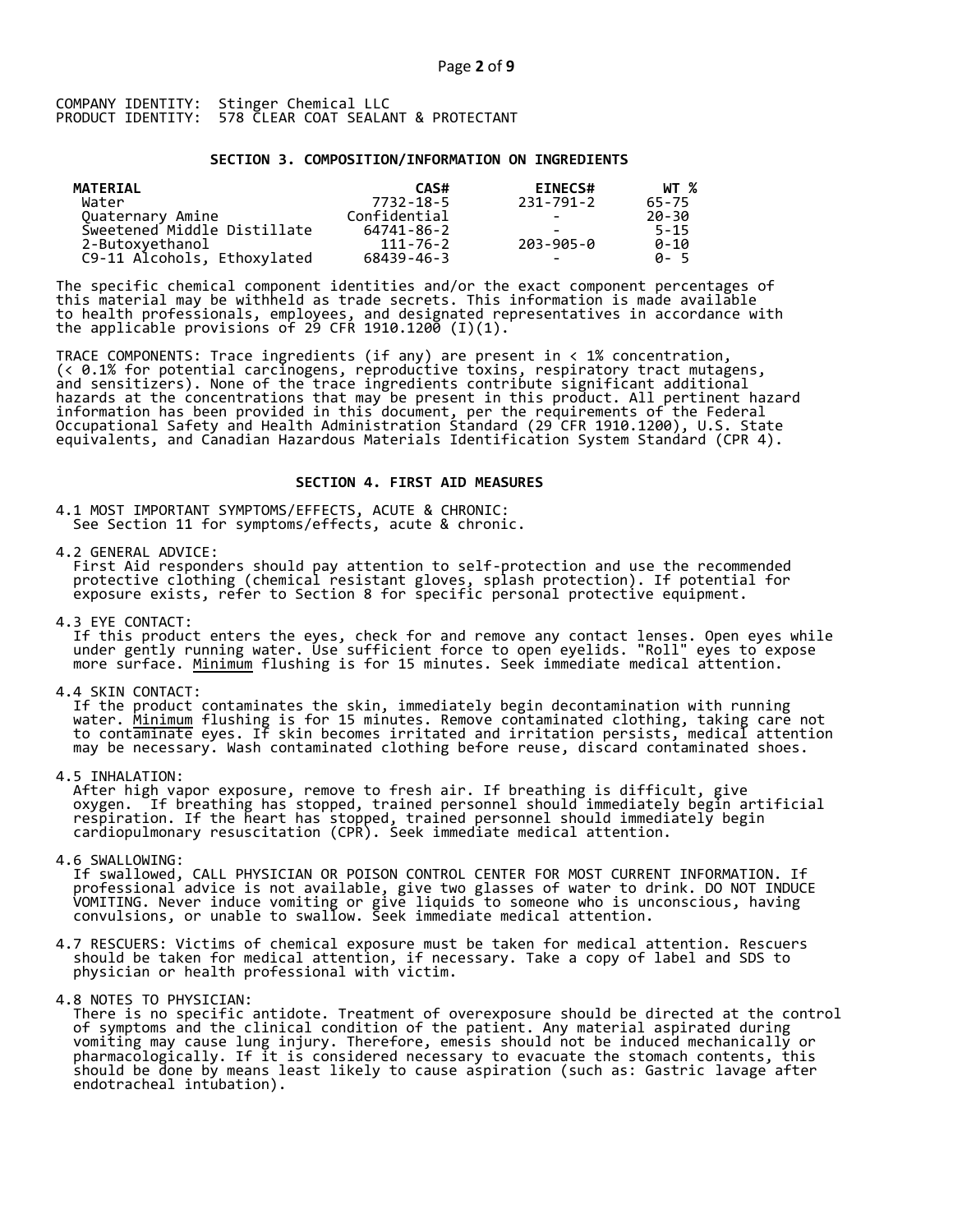COMPANY IDENTITY: Stinger Chemical LLC
PRODUCT IDENTITY: 578 CLEAR COAT SEALANT & PROTECTANT

## SECTION 3. COMPOSITION/INFORMATION ON INGREDIENTS

| MATERIAL | CAS# | EINECS# | WT % |
|---|---|---|---|
| Water | 7732-18-5 | 231-791-2 | 65-75 |
| Quaternary Amine | Confidential | - | 20-30 |
| Sweetened Middle Distillate | 64741-86-2 | - | 5-15 |
| 2-Butoxyethanol | 111-76-2 | 203-905-0 | 0-10 |
| C9-11 Alcohols, Ethoxylated | 68439-46-3 | - | 0- 5 |

The specific chemical component identities and/or the exact component percentages of this material may be withheld as trade secrets. This information is made available to health professionals, employees, and designated representatives in accordance with the applicable provisions of 29 CFR 1910.1200 (I)(1).

TRACE COMPONENTS: Trace ingredients (if any) are present in < 1% concentration, (< 0.1% for potential carcinogens, reproductive toxins, respiratory tract mutagens, and sensitizers). None of the trace ingredients contribute significant additional hazards at the concentrations that may be present in this product. All pertinent hazard information has been provided in this document, per the requirements of the Federal Occupational Safety and Health Administration Standard (29 CFR 1910.1200), U.S. State equivalents, and Canadian Hazardous Materials Identification System Standard (CPR 4).

## SECTION 4. FIRST AID MEASURES

4.1 MOST IMPORTANT SYMPTOMS/EFFECTS, ACUTE & CHRONIC:
See Section 11 for symptoms/effects, acute & chronic.

4.2 GENERAL ADVICE:
First Aid responders should pay attention to self-protection and use the recommended protective clothing (chemical resistant gloves, splash protection). If potential for exposure exists, refer to Section 8 for specific personal protective equipment.

4.3 EYE CONTACT:
If this product enters the eyes, check for and remove any contact lenses. Open eyes while under gently running water. Use sufficient force to open eyelids. "Roll" eyes to expose more surface. Minimum flushing is for 15 minutes. Seek immediate medical attention.

4.4 SKIN CONTACT:
If the product contaminates the skin, immediately begin decontamination with running water. Minimum flushing is for 15 minutes. Remove contaminated clothing, taking care not to contaminate eyes. If skin becomes irritated and irritation persists, medical attention may be necessary. Wash contaminated clothing before reuse, discard contaminated shoes.

4.5 INHALATION:
After high vapor exposure, remove to fresh air. If breathing is difficult, give oxygen. If breathing has stopped, trained personnel should immediately begin artificial respiration. If the heart has stopped, trained personnel should immediately begin cardiopulmonary resuscitation (CPR). Seek immediate medical attention.

4.6 SWALLOWING:
If swallowed, CALL PHYSICIAN OR POISON CONTROL CENTER FOR MOST CURRENT INFORMATION. If professional advice is not available, give two glasses of water to drink. DO NOT INDUCE VOMITING. Never induce vomiting or give liquids to someone who is unconscious, having convulsions, or unable to swallow. Seek immediate medical attention.

4.7 RESCUERS: Victims of chemical exposure must be taken for medical attention. Rescuers should be taken for medical attention, if necessary. Take a copy of label and SDS to physician or health professional with victim.

4.8 NOTES TO PHYSICIAN:
There is no specific antidote. Treatment of overexposure should be directed at the control of symptoms and the clinical condition of the patient. Any material aspirated during vomiting may cause lung injury. Therefore, emesis should not be induced mechanically or pharmacologically. If it is considered necessary to evacuate the stomach contents, this should be done by means least likely to cause aspiration (such as: Gastric lavage after endotracheal intubation).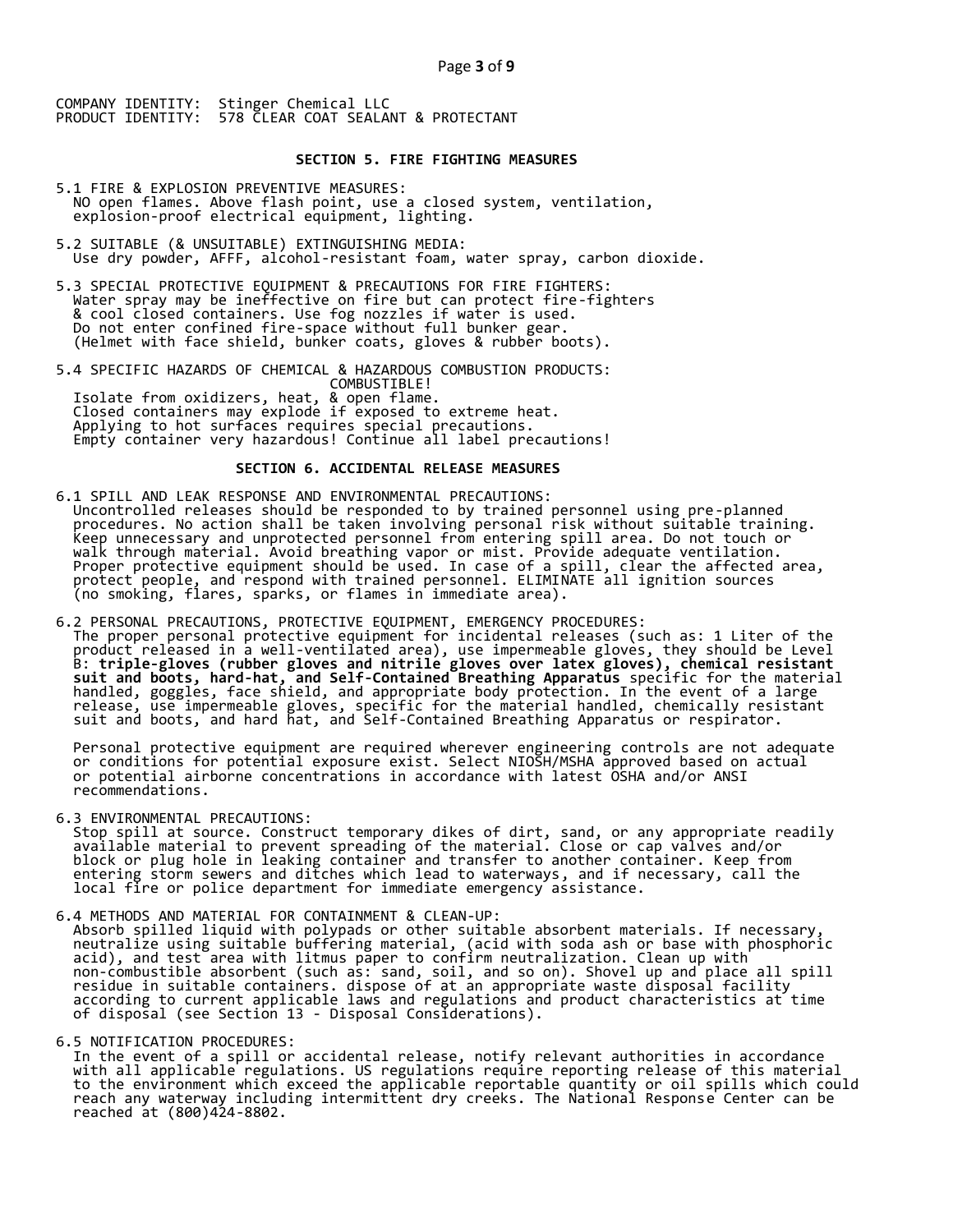COMPANY IDENTITY: Stinger Chemical LLC
PRODUCT IDENTITY: 578 CLEAR COAT SEALANT & PROTECTANT

## SECTION 5. FIRE FIGHTING MEASURES

5.1 FIRE & EXPLOSION PREVENTIVE MEASURES:
NO open flames. Above flash point, use a closed system, ventilation, explosion-proof electrical equipment, lighting.

5.2 SUITABLE (& UNSUITABLE) EXTINGUISHING MEDIA:
Use dry powder, AFFF, alcohol-resistant foam, water spray, carbon dioxide.

5.3 SPECIAL PROTECTIVE EQUIPMENT & PRECAUTIONS FOR FIRE FIGHTERS:
Water spray may be ineffective on fire but can protect fire-fighters & cool closed containers. Use fog nozzles if water is used. Do not enter confined fire-space without full bunker gear. (Helmet with face shield, bunker coats, gloves & rubber boots).

5.4 SPECIFIC HAZARDS OF CHEMICAL & HAZARDOUS COMBUSTION PRODUCTS:
COMBUSTIBLE!
Isolate from oxidizers, heat, & open flame.
Closed containers may explode if exposed to extreme heat.
Applying to hot surfaces requires special precautions.
Empty container very hazardous! Continue all label precautions!

## SECTION 6. ACCIDENTAL RELEASE MEASURES

6.1 SPILL AND LEAK RESPONSE AND ENVIRONMENTAL PRECAUTIONS:
Uncontrolled releases should be responded to by trained personnel using pre-planned procedures. No action shall be taken involving personal risk without suitable training. Keep unnecessary and unprotected personnel from entering spill area. Do not touch or walk through material. Avoid breathing vapor or mist. Provide adequate ventilation. Proper protective equipment should be used. In case of a spill, clear the affected area, protect people, and respond with trained personnel. ELIMINATE all ignition sources (no smoking, flares, sparks, or flames in immediate area).

6.2 PERSONAL PRECAUTIONS, PROTECTIVE EQUIPMENT, EMERGENCY PROCEDURES:
The proper personal protective equipment for incidental releases (such as: 1 Liter of the product released in a well-ventilated area), use impermeable gloves, they should be Level B: **triple-gloves (rubber gloves and nitrile gloves over latex gloves), chemical resistant suit and boots, hard-hat, and Self-Contained Breathing Apparatus** specific for the material handled, goggles, face shield, and appropriate body protection. In the event of a large release, use impermeable gloves, specific for the material handled, chemically resistant suit and boots, and hard hat, and Self-Contained Breathing Apparatus or respirator.

Personal protective equipment are required wherever engineering controls are not adequate or conditions for potential exposure exist. Select NIOSH/MSHA approved based on actual or potential airborne concentrations in accordance with latest OSHA and/or ANSI recommendations.

6.3 ENVIRONMENTAL PRECAUTIONS:
Stop spill at source. Construct temporary dikes of dirt, sand, or any appropriate readily available material to prevent spreading of the material. Close or cap valves and/or block or plug hole in leaking container and transfer to another container. Keep from entering storm sewers and ditches which lead to waterways, and if necessary, call the local fire or police department for immediate emergency assistance.

6.4 METHODS AND MATERIAL FOR CONTAINMENT & CLEAN-UP:
Absorb spilled liquid with polypads or other suitable absorbent materials. If necessary, neutralize using suitable buffering material, (acid with soda ash or base with phosphoric acid), and test area with litmus paper to confirm neutralization. Clean up with non-combustible absorbent (such as: sand, soil, and so on). Shovel up and place all spill residue in suitable containers. dispose of at an appropriate waste disposal facility according to current applicable laws and regulations and product characteristics at time of disposal (see Section 13 - Disposal Considerations).

6.5 NOTIFICATION PROCEDURES:
In the event of a spill or accidental release, notify relevant authorities in accordance with all applicable regulations. US regulations require reporting release of this material to the environment which exceed the applicable reportable quantity or oil spills which could reach any waterway including intermittent dry creeks. The National Response Center can be reached at (800)424-8802.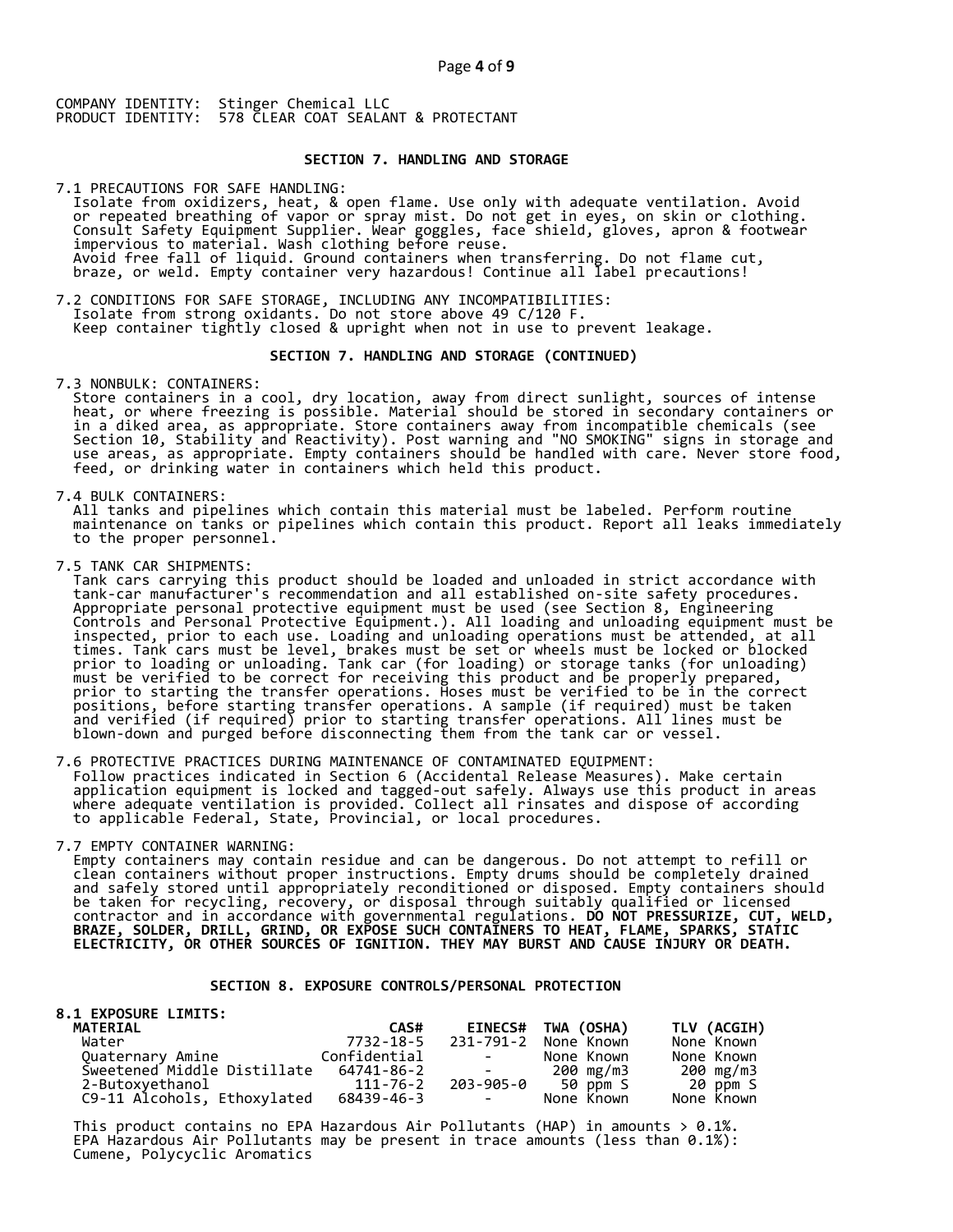COMPANY IDENTITY: Stinger Chemical LLC
PRODUCT IDENTITY: 578 CLEAR COAT SEALANT & PROTECTANT

## SECTION 7. HANDLING AND STORAGE

7.1 PRECAUTIONS FOR SAFE HANDLING:
Isolate from oxidizers, heat, & open flame. Use only with adequate ventilation. Avoid or repeated breathing of vapor or spray mist. Do not get in eyes, on skin or clothing. Consult Safety Equipment Supplier. Wear goggles, face shield, gloves, apron & footwear impervious to material. Wash clothing before reuse.
Avoid free fall of liquid. Ground containers when transferring. Do not flame cut, braze, or weld. Empty container very hazardous! Continue all label precautions!

7.2 CONDITIONS FOR SAFE STORAGE, INCLUDING ANY INCOMPATIBILITIES:
Isolate from strong oxidants. Do not store above 49 C/120 F.
Keep container tightly closed & upright when not in use to prevent leakage.

## SECTION 7. HANDLING AND STORAGE (CONTINUED)

7.3 NONBULK: CONTAINERS:
Store containers in a cool, dry location, away from direct sunlight, sources of intense heat, or where freezing is possible. Material should be stored in secondary containers or in a diked area, as appropriate. Store containers away from incompatible chemicals (see Section 10, Stability and Reactivity). Post warning and "NO SMOKING" signs in storage and use areas, as appropriate. Empty containers should be handled with care. Never store food, feed, or drinking water in containers which held this product.

7.4 BULK CONTAINERS:
All tanks and pipelines which contain this material must be labeled. Perform routine maintenance on tanks or pipelines which contain this product. Report all leaks immediately to the proper personnel.

7.5 TANK CAR SHIPMENTS:
Tank cars carrying this product should be loaded and unloaded in strict accordance with tank-car manufacturer's recommendation and all established on-site safety procedures. Appropriate personal protective equipment must be used (see Section 8, Engineering Controls and Personal Protective Equipment.). All loading and unloading equipment must be inspected, prior to each use. Loading and unloading operations must be attended, at all times. Tank cars must be level, brakes must be set or wheels must be locked or blocked prior to loading or unloading. Tank car (for loading) or storage tanks (for unloading) must be verified to be correct for receiving this product and be properly prepared, prior to starting the transfer operations. Hoses must be verified to be in the correct positions, before starting transfer operations. A sample (if required) must be taken and verified (if required) prior to starting transfer operations. All lines must be blown-down and purged before disconnecting them from the tank car or vessel.

7.6 PROTECTIVE PRACTICES DURING MAINTENANCE OF CONTAMINATED EQUIPMENT:
Follow practices indicated in Section 6 (Accidental Release Measures). Make certain application equipment is locked and tagged-out safely. Always use this product in areas where adequate ventilation is provided. Collect all rinsates and dispose of according to applicable Federal, State, Provincial, or local procedures.

7.7 EMPTY CONTAINER WARNING:
Empty containers may contain residue and can be dangerous. Do not attempt to refill or clean containers without proper instructions. Empty drums should be completely drained and safely stored until appropriately reconditioned or disposed. Empty containers should be taken for recycling, recovery, or disposal through suitably qualified or licensed contractor and in accordance with governmental regulations. **DO NOT PRESSURIZE, CUT, WELD, BRAZE, SOLDER, DRILL, GRIND, OR EXPOSE SUCH CONTAINERS TO HEAT, FLAME, SPARKS, STATIC ELECTRICITY, OR OTHER SOURCES OF IGNITION. THEY MAY BURST AND CAUSE INJURY OR DEATH.**

## SECTION 8. EXPOSURE CONTROLS/PERSONAL PROTECTION

**8.1 EXPOSURE LIMITS:**

| MATERIAL | CAS# | EINECS# | TWA (OSHA) | TLV (ACGIH) |
|---|---|---|---|---|
| Water | 7732-18-5 | 231-791-2 | None Known | None Known |
| Quaternary Amine | Confidential | - | None Known | None Known |
| Sweetened Middle Distillate | 64741-86-2 | - | 200 mg/m3 | 200 mg/m3 |
| 2-Butoxyethanol | 111-76-2 | 203-905-0 | 50 ppm S | 20 ppm S |
| C9-11 Alcohols, Ethoxylated | 68439-46-3 | - | None Known | None Known |

This product contains no EPA Hazardous Air Pollutants (HAP) in amounts > 0.1%.
EPA Hazardous Air Pollutants may be present in trace amounts (less than 0.1%):
Cumene, Polycyclic Aromatics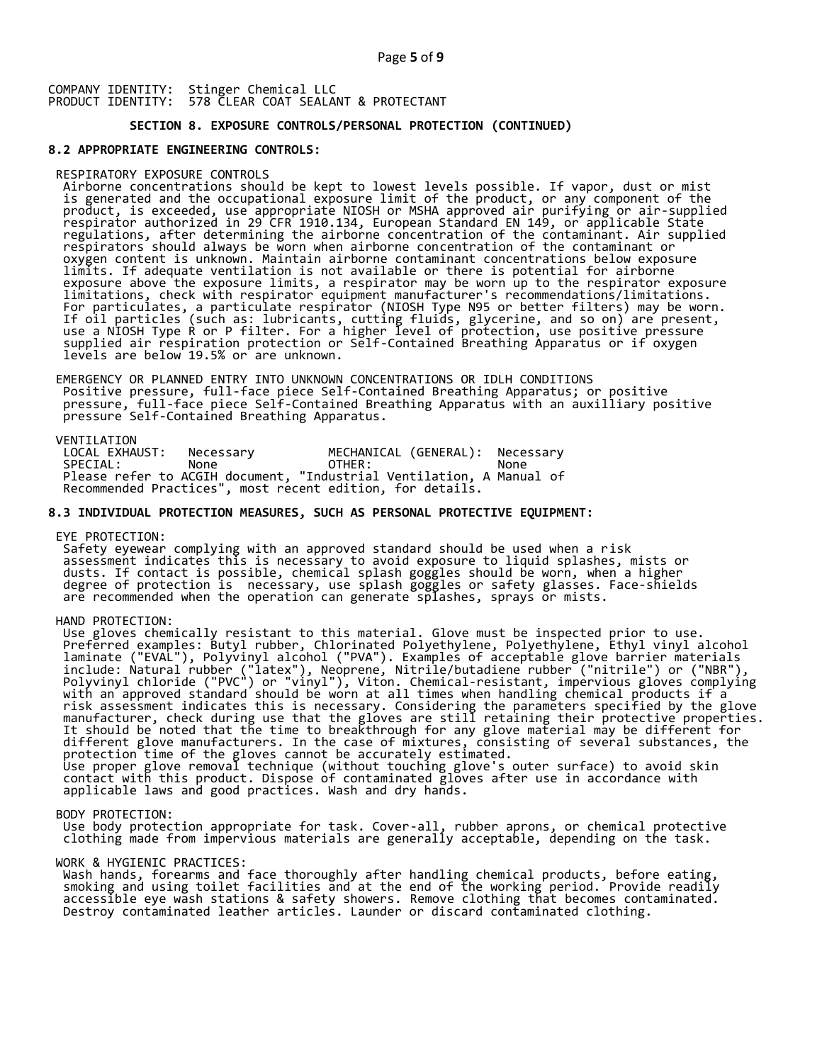COMPANY IDENTITY: Stinger Chemical LLC
PRODUCT IDENTITY: 578 CLEAR COAT SEALANT & PROTECTANT

### SECTION 8. EXPOSURE CONTROLS/PERSONAL PROTECTION (CONTINUED)

**8.2 APPROPRIATE ENGINEERING CONTROLS:**

RESPIRATORY EXPOSURE CONTROLS

Airborne concentrations should be kept to lowest levels possible. If vapor, dust or mist is generated and the occupational exposure limit of the product, or any component of the product, is exceeded, use appropriate NIOSH or MSHA approved air purifying or air-supplied respirator authorized in 29 CFR 1910.134, European Standard EN 149, or applicable State regulations, after determining the airborne concentration of the contaminant. Air supplied respirators should always be worn when airborne concentration of the contaminant or oxygen content is unknown. Maintain airborne contaminant concentrations below exposure limits. If adequate ventilation is not available or there is potential for airborne exposure above the exposure limits, a respirator may be worn up to the respirator exposure limitations, check with respirator equipment manufacturer's recommendations/limitations. For particulates, a particulate respirator (NIOSH Type N95 or better filters) may be worn. If oil particles (such as: lubricants, cutting fluids, glycerine, and so on) are present, use a NIOSH Type R or P filter. For a higher level of protection, use positive pressure supplied air respiration protection or Self-Contained Breathing Apparatus or if oxygen levels are below 19.5% or are unknown.

EMERGENCY OR PLANNED ENTRY INTO UNKNOWN CONCENTRATIONS OR IDLH CONDITIONS

Positive pressure, full-face piece Self-Contained Breathing Apparatus; or positive pressure, full-face piece Self-Contained Breathing Apparatus with an auxilliary positive pressure Self-Contained Breathing Apparatus.

VENTILATION

| | | | |
|---|---|---|---|
| LOCAL EXHAUST: | Necessary | MECHANICAL (GENERAL): | Necessary |
| SPECIAL: | None | OTHER: | None |

Please refer to ACGIH document, "Industrial Ventilation, A Manual of Recommended Practices", most recent edition, for details.

**8.3 INDIVIDUAL PROTECTION MEASURES, SUCH AS PERSONAL PROTECTIVE EQUIPMENT:**

EYE PROTECTION:

Safety eyewear complying with an approved standard should be used when a risk assessment indicates this is necessary to avoid exposure to liquid splashes, mists or dusts. If contact is possible, chemical splash goggles should be worn, when a higher degree of protection is necessary, use splash goggles or safety glasses. Face-shields are recommended when the operation can generate splashes, sprays or mists.

HAND PROTECTION:

Use gloves chemically resistant to this material. Glove must be inspected prior to use. Preferred examples: Butyl rubber, Chlorinated Polyethylene, Polyethylene, Ethyl vinyl alcohol laminate ("EVAL"), Polyvinyl alcohol ("PVA"). Examples of acceptable glove barrier materials include: Natural rubber ("latex"), Neoprene, Nitrile/butadiene rubber ("nitrile") or ("NBR"), Polyvinyl chloride ("PVC") or "vinyl"), Viton. Chemical-resistant, impervious gloves complying with an approved standard should be worn at all times when handling chemical products if a risk assessment indicates this is necessary. Considering the parameters specified by the glove manufacturer, check during use that the gloves are still retaining their protective properties. It should be noted that the time to breakthrough for any glove material may be different for different glove manufacturers. In the case of mixtures, consisting of several substances, the protection time of the gloves cannot be accurately estimated.
Use proper glove removal technique (without touching glove's outer surface) to avoid skin contact with this product. Dispose of contaminated gloves after use in accordance with applicable laws and good practices. Wash and dry hands.

BODY PROTECTION:

Use body protection appropriate for task. Cover-all, rubber aprons, or chemical protective clothing made from impervious materials are generally acceptable, depending on the task.

WORK & HYGIENIC PRACTICES:

Wash hands, forearms and face thoroughly after handling chemical products, before eating, smoking and using toilet facilities and at the end of the working period. Provide readily accessible eye wash stations & safety showers. Remove clothing that becomes contaminated. Destroy contaminated leather articles. Launder or discard contaminated clothing.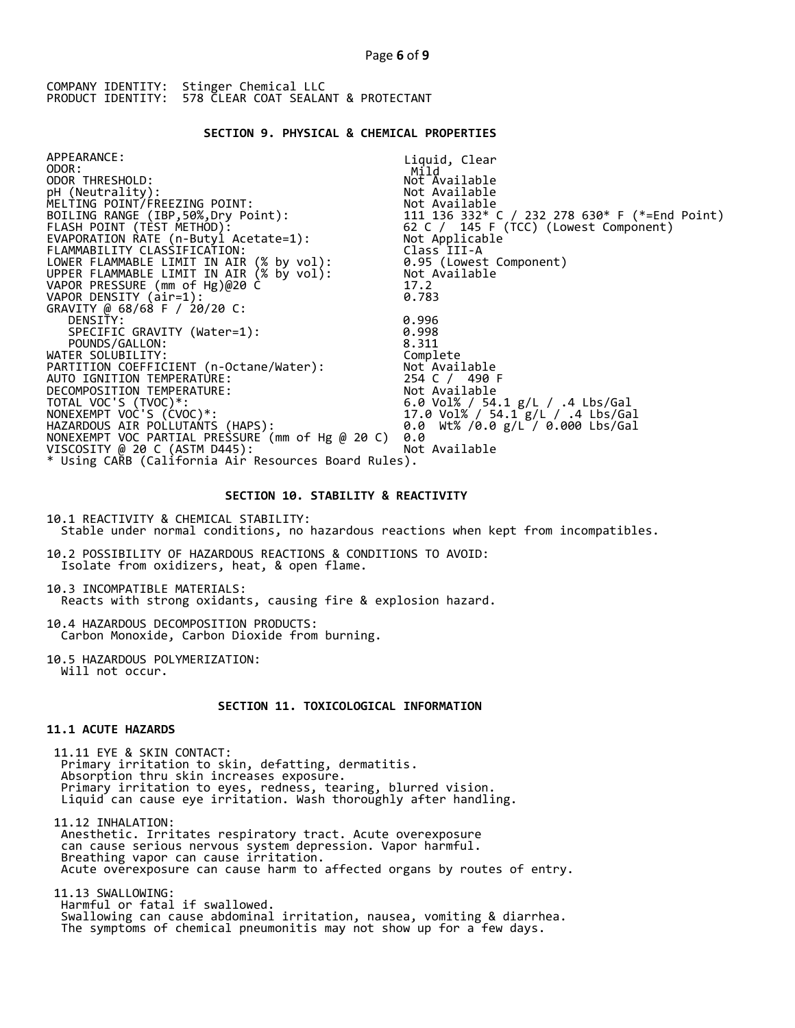COMPANY IDENTITY: Stinger Chemical LLC
PRODUCT IDENTITY: 578 CLEAR COAT SEALANT & PROTECTANT

## SECTION 9. PHYSICAL & CHEMICAL PROPERTIES

| Property | Value |
|---|---|
| APPEARANCE: | Liquid, Clear |
| ODOR: | Mild |
| ODOR THRESHOLD: | Not Available |
| pH (Neutrality): | Not Available |
| MELTING POINT/FREEZING POINT: | Not Available |
| BOILING RANGE (IBP,50%,Dry Point): | 111 136 332* C / 232 278 630* F (*=End Point) |
| FLASH POINT (TEST METHOD): | 62 C / 145 F (TCC) (Lowest Component) |
| EVAPORATION RATE (n-Butyl Acetate=1): | Not Applicable |
| FLAMMABILITY CLASSIFICATION: | Class III-A |
| LOWER FLAMMABLE LIMIT IN AIR (% by vol): | 0.95 (Lowest Component) |
| UPPER FLAMMABLE LIMIT IN AIR (% by vol): | Not Available |
| VAPOR PRESSURE (mm of Hg)@20 C | 17.2 |
| VAPOR DENSITY (air=1): | 0.783 |
| GRAVITY @ 68/68 F / 20/20 C: | |
| DENSITY: | 0.996 |
| SPECIFIC GRAVITY (Water=1): | 0.998 |
| POUNDS/GALLON: | 8.311 |
| WATER SOLUBILITY: | Complete |
| PARTITION COEFFICIENT (n-Octane/Water): | Not Available |
| AUTO IGNITION TEMPERATURE: | 254 C / 490 F |
| DECOMPOSITION TEMPERATURE: | Not Available |
| TOTAL VOC'S (TVOC)*: | 6.0 Vol% / 54.1 g/L / .4 Lbs/Gal |
| NONEXEMPT VOC'S (CVOC)*: | 17.0 Vol% / 54.1 g/L / .4 Lbs/Gal |
| HAZARDOUS AIR POLLUTANTS (HAPS): | 0.0 Wt% /0.0 g/L / 0.000 Lbs/Gal |
| NONEXEMPT VOC PARTIAL PRESSURE (mm of Hg @ 20 C) | 0.0 |
| VISCOSITY @ 20 C (ASTM D445): | Not Available |

* Using CARB (California Air Resources Board Rules).

## SECTION 10. STABILITY & REACTIVITY

10.1 REACTIVITY & CHEMICAL STABILITY:
Stable under normal conditions, no hazardous reactions when kept from incompatibles.

10.2 POSSIBILITY OF HAZARDOUS REACTIONS & CONDITIONS TO AVOID:
Isolate from oxidizers, heat, & open flame.

10.3 INCOMPATIBLE MATERIALS:
Reacts with strong oxidants, causing fire & explosion hazard.

10.4 HAZARDOUS DECOMPOSITION PRODUCTS:
Carbon Monoxide, Carbon Dioxide from burning.

10.5 HAZARDOUS POLYMERIZATION:
Will not occur.

## SECTION 11. TOXICOLOGICAL INFORMATION

### 11.1 ACUTE HAZARDS

11.11 EYE & SKIN CONTACT:
Primary irritation to skin, defatting, dermatitis.
Absorption thru skin increases exposure.
Primary irritation to eyes, redness, tearing, blurred vision.
Liquid can cause eye irritation. Wash thoroughly after handling.

11.12 INHALATION:
Anesthetic. Irritates respiratory tract. Acute overexposure can cause serious nervous system depression. Vapor harmful.
Breathing vapor can cause irritation.
Acute overexposure can cause harm to affected organs by routes of entry.

11.13 SWALLOWING:
Harmful or fatal if swallowed.
Swallowing can cause abdominal irritation, nausea, vomiting & diarrhea.
The symptoms of chemical pneumonitis may not show up for a few days.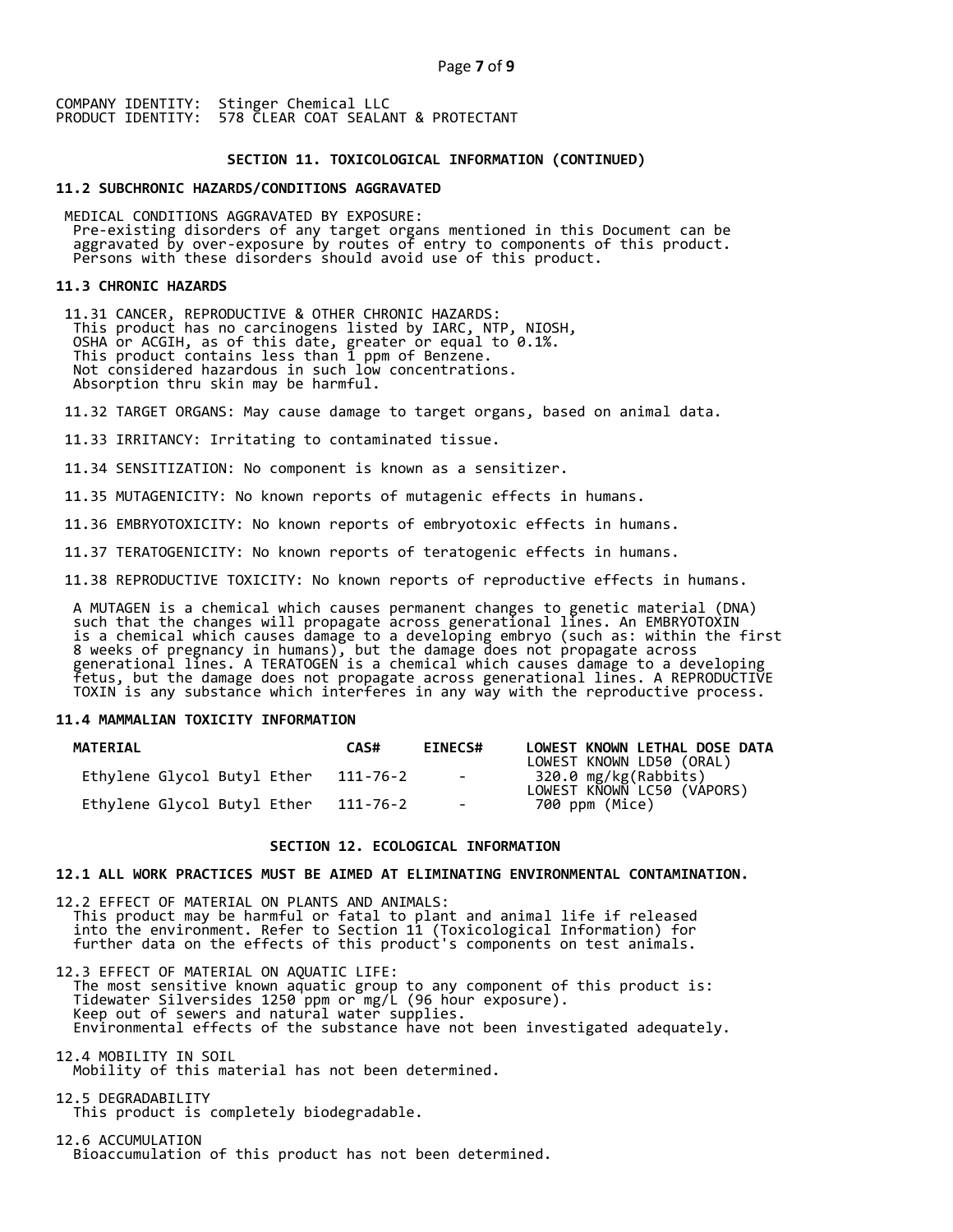COMPANY IDENTITY: Stinger Chemical LLC
PRODUCT IDENTITY: 578 CLEAR COAT SEALANT & PROTECTANT

## SECTION 11. TOXICOLOGICAL INFORMATION (CONTINUED)

### 11.2 SUBCHRONIC HAZARDS/CONDITIONS AGGRAVATED

MEDICAL CONDITIONS AGGRAVATED BY EXPOSURE:
Pre-existing disorders of any target organs mentioned in this Document can be aggravated by over-exposure by routes of entry to components of this product. Persons with these disorders should avoid use of this product.

### 11.3 CHRONIC HAZARDS

11.31 CANCER, REPRODUCTIVE & OTHER CHRONIC HAZARDS:
This product has no carcinogens listed by IARC, NTP, NIOSH, OSHA or ACGIH, as of this date, greater or equal to 0.1%.
This product contains less than 1 ppm of Benzene.
Not considered hazardous in such low concentrations.
Absorption thru skin may be harmful.

11.32 TARGET ORGANS: May cause damage to target organs, based on animal data.

11.33 IRRITANCY: Irritating to contaminated tissue.

11.34 SENSITIZATION: No component is known as a sensitizer.

11.35 MUTAGENICITY: No known reports of mutagenic effects in humans.

11.36 EMBRYOTOXICITY: No known reports of embryotoxic effects in humans.

11.37 TERATOGENICITY: No known reports of teratogenic effects in humans.

11.38 REPRODUCTIVE TOXICITY: No known reports of reproductive effects in humans.

A MUTAGEN is a chemical which causes permanent changes to genetic material (DNA) such that the changes will propagate across generational lines. An EMBRYOTOXIN is a chemical which causes damage to a developing embryo (such as: within the first 8 weeks of pregnancy in humans), but the damage does not propagate across generational lines. A TERATOGEN is a chemical which causes damage to a developing fetus, but the damage does not propagate across generational lines. A REPRODUCTIVE TOXIN is any substance which interferes in any way with the reproductive process.

### 11.4 MAMMALIAN TOXICITY INFORMATION

| MATERIAL | CAS# | EINECS# | LOWEST KNOWN LETHAL DOSE DATA |
|---|---|---|---|
| Ethylene Glycol Butyl Ether | 111-76-2 | - | LOWEST KNOWN LD50 (ORAL) 320.0 mg/kg(Rabbits) |
| Ethylene Glycol Butyl Ether | 111-76-2 | - | LOWEST KNOWN LC50 (VAPORS) 700 ppm (Mice) |

## SECTION 12. ECOLOGICAL INFORMATION

### 12.1 ALL WORK PRACTICES MUST BE AIMED AT ELIMINATING ENVIRONMENTAL CONTAMINATION.

12.2 EFFECT OF MATERIAL ON PLANTS AND ANIMALS:
This product may be harmful or fatal to plant and animal life if released into the environment. Refer to Section 11 (Toxicological Information) for further data on the effects of this product's components on test animals.

12.3 EFFECT OF MATERIAL ON AQUATIC LIFE:
The most sensitive known aquatic group to any component of this product is:
Tidewater Silversides 1250 ppm or mg/L (96 hour exposure).
Keep out of sewers and natural water supplies.
Environmental effects of the substance have not been investigated adequately.

12.4 MOBILITY IN SOIL
Mobility of this material has not been determined.

12.5 DEGRADABILITY
This product is completely biodegradable.

12.6 ACCUMULATION
Bioaccumulation of this product has not been determined.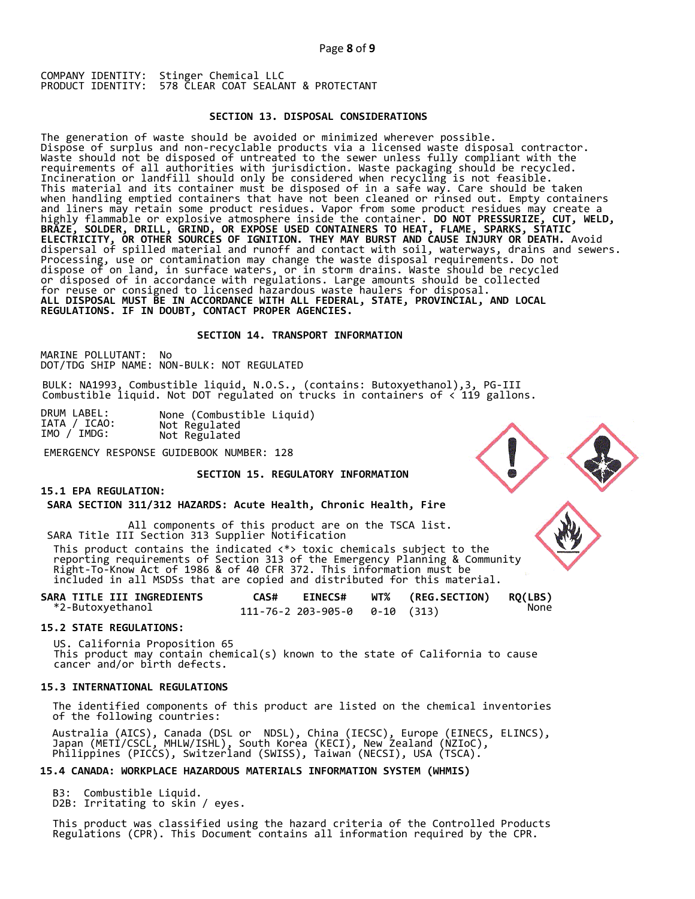COMPANY IDENTITY: Stinger Chemical LLC
PRODUCT IDENTITY: 578 CLEAR COAT SEALANT & PROTECTANT

## SECTION 13. DISPOSAL CONSIDERATIONS

The generation of waste should be avoided or minimized wherever possible. Dispose of surplus and non-recyclable products via a licensed waste disposal contractor. Waste should not be disposed of untreated to the sewer unless fully compliant with the requirements of all authorities with jurisdiction. Waste packaging should be recycled. Incineration or landfill should only be considered when recycling is not feasible. This material and its container must be disposed of in a safe way. Care should be taken when handling emptied containers that have not been cleaned or rinsed out. Empty containers and liners may retain some product residues. Vapor from some product residues may create a highly flammable or explosive atmosphere inside the container. **DO NOT PRESSURIZE, CUT, WELD, BRAZE, SOLDER, DRILL, GRIND, OR EXPOSE USED CONTAINERS TO HEAT, FLAME, SPARKS, STATIC ELECTRICITY, OR OTHER SOURCES OF IGNITION. THEY MAY BURST AND CAUSE INJURY OR DEATH.** Avoid dispersal of spilled material and runoff and contact with soil, waterways, drains and sewers. Processing, use or contamination may change the waste disposal requirements. Do not dispose of on land, in surface waters, or in storm drains. Waste should be recycled or disposed of in accordance with regulations. Large amounts should be collected for reuse or consigned to licensed hazardous waste haulers for disposal.
**ALL DISPOSAL MUST BE IN ACCORDANCE WITH ALL FEDERAL, STATE, PROVINCIAL, AND LOCAL REGULATIONS. IF IN DOUBT, CONTACT PROPER AGENCIES.**

## SECTION 14. TRANSPORT INFORMATION

MARINE POLLUTANT: No
DOT/TDG SHIP NAME: NON-BULK: NOT REGULATED

BULK: NA1993, Combustible liquid, N.O.S., (contains: Butoxyethanol),3, PG-III
Combustible liquid. Not DOT regulated on trucks in containers of < 119 gallons.

DRUM LABEL: None (Combustible Liquid)
IATA / ICAO: Not Regulated
IMO / IMDG: Not Regulated

EMERGENCY RESPONSE GUIDEBOOK NUMBER: 128

## SECTION 15. REGULATORY INFORMATION

### 15.1 EPA REGULATION:

**SARA SECTION 311/312 HAZARDS: Acute Health, Chronic Health, Fire**

All components of this product are on the TSCA list.
SARA Title III Section 313 Supplier Notification
This product contains the indicated <*> toxic chemicals subject to the reporting requirements of Section 313 of the Emergency Planning & Community Right-To-Know Act of 1986 & of 40 CFR 372. This information must be included in all MSDSs that are copied and distributed for this material.

| SARA TITLE III INGREDIENTS | CAS# | EINECS# | WT% | (REG.SECTION) | RQ(LBS) |
|---|---|---|---|---|---|
| *2-Butoxyethanol | 111-76-2 | 203-905-0 | 0-10 | (313) | None |

### 15.2 STATE REGULATIONS:

US. California Proposition 65
This product may contain chemical(s) known to the state of California to cause cancer and/or birth defects.

### 15.3 INTERNATIONAL REGULATIONS

The identified components of this product are listed on the chemical inventories of the following countries:

Australia (AICS), Canada (DSL or NDSL), China (IECSC), Europe (EINECS, ELINCS), Japan (METI/CSCL, MHLW/ISHL), South Korea (KECI), New Zealand (NZIoC), Philippines (PICCS), Switzerland (SWISS), Taiwan (NECSI), USA (TSCA).

### 15.4 CANADA: WORKPLACE HAZARDOUS MATERIALS INFORMATION SYSTEM (WHMIS)

B3: Combustible Liquid.
D2B: Irritating to skin / eyes.

This product was classified using the hazard criteria of the Controlled Products Regulations (CPR). This Document contains all information required by the CPR.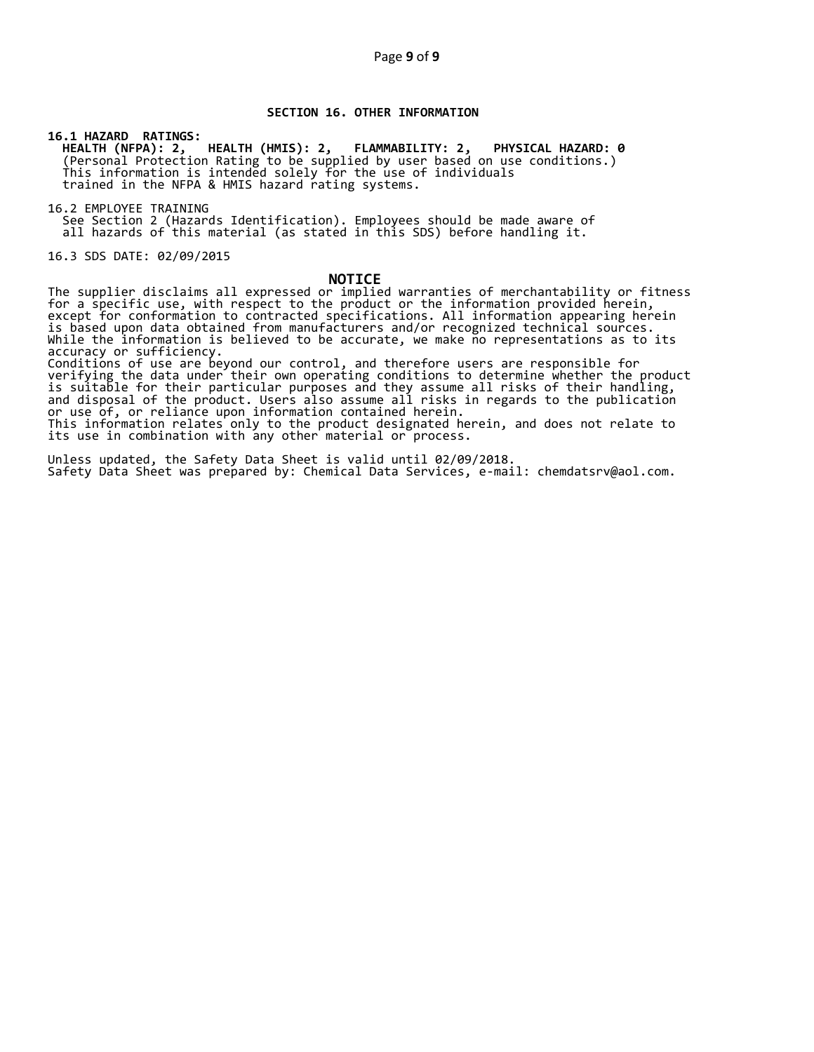## SECTION 16. OTHER INFORMATION

**16.1 HAZARD RATINGS:**

**HEALTH (NFPA): 2, HEALTH (HMIS): 2, FLAMMABILITY: 2, PHYSICAL HAZARD: 0**

(Personal Protection Rating to be supplied by user based on use conditions.)
This information is intended solely for the use of individuals
trained in the NFPA & HMIS hazard rating systems.

16.2 EMPLOYEE TRAINING

See Section 2 (Hazards Identification). Employees should be made aware of
all hazards of this material (as stated in this SDS) before handling it.

16.3 SDS DATE: 02/09/2015

### NOTICE

The supplier disclaims all expressed or implied warranties of merchantability or fitness
for a specific use, with respect to the product or the information provided herein,
except for conformation to contracted specifications. All information appearing herein
is based upon data obtained from manufacturers and/or recognized technical sources.
While the information is believed to be accurate, we make no representations as to its
accuracy or sufficiency.
Conditions of use are beyond our control, and therefore users are responsible for
verifying the data under their own operating conditions to determine whether the product
is suitable for their particular purposes and they assume all risks of their handling,
and disposal of the product. Users also assume all risks in regards to the publication
or use of, or reliance upon information contained herein.
This information relates only to the product designated herein, and does not relate to
its use in combination with any other material or process.

Unless updated, the Safety Data Sheet is valid until 02/09/2018.
Safety Data Sheet was prepared by: Chemical Data Services, e-mail: chemdatsrv@aol.com.